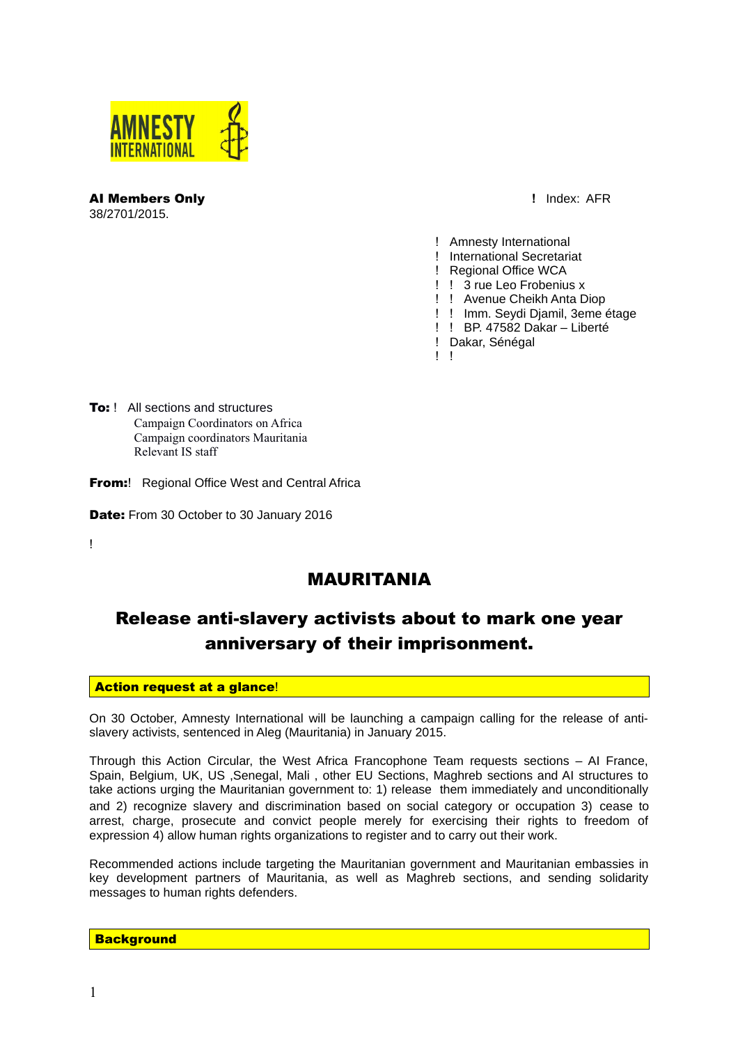AMNESTY INTERNATIONAL

**AI Members Only**
38/2701/2015.

! Index: AFR

! Amnesty International
! International Secretariat
! Regional Office WCA
! ! 3 rue Leo Frobenius x
! ! Avenue Cheikh Anta Diop
! ! Imm. Seydi Djamil, 3eme étage
! ! BP. 47582 Dakar – Liberté
! Dakar, Sénégal
! !

**To:** ! All sections and structures
Campaign Coordinators on Africa
Campaign coordinators Mauritania
Relevant IS staff

**From:**! Regional Office West and Central Africa

**Date:** From 30 October to 30 January 2016

!

# MAURITANIA

## Release anti-slavery activists about to mark one year anniversary of their imprisonment.

**Action request at a glance**!

On 30 October, Amnesty International will be launching a campaign calling for the release of anti-slavery activists, sentenced in Aleg (Mauritania) in January 2015.

Through this Action Circular, the West Africa Francophone Team requests sections – AI France, Spain, Belgium, UK, US ,Senegal, Mali , other EU Sections, Maghreb sections and AI structures to take actions urging the Mauritanian government to: 1) release them immediately and unconditionally and 2) recognize slavery and discrimination based on social category or occupation 3) cease to arrest, charge, prosecute and convict people merely for exercising their rights to freedom of expression 4) allow human rights organizations to register and to carry out their work.

Recommended actions include targeting the Mauritanian government and Mauritanian embassies in key development partners of Mauritania, as well as Maghreb sections, and sending solidarity messages to human rights defenders.

**Background**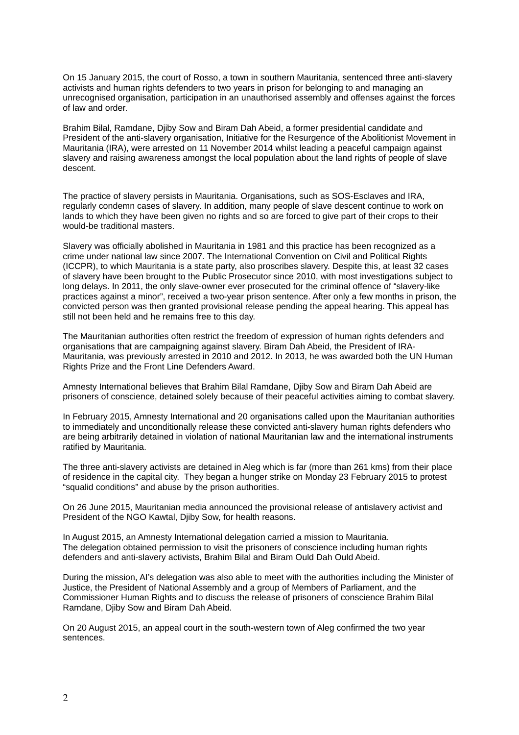On 15 January 2015, the court of Rosso, a town in southern Mauritania, sentenced three anti-slavery activists and human rights defenders to two years in prison for belonging to and managing an unrecognised organisation, participation in an unauthorised assembly and offenses against the forces of law and order.

Brahim Bilal, Ramdane, Djiby Sow and Biram Dah Abeid, a former presidential candidate and President of the anti-slavery organisation, Initiative for the Resurgence of the Abolitionist Movement in Mauritania (IRA), were arrested on 11 November 2014 whilst leading a peaceful campaign against slavery and raising awareness amongst the local population about the land rights of people of slave descent.

The practice of slavery persists in Mauritania. Organisations, such as SOS-Esclaves and IRA, regularly condemn cases of slavery. In addition, many people of slave descent continue to work on lands to which they have been given no rights and so are forced to give part of their crops to their would-be traditional masters.

Slavery was officially abolished in Mauritania in 1981 and this practice has been recognized as a crime under national law since 2007. The International Convention on Civil and Political Rights (ICCPR), to which Mauritania is a state party, also proscribes slavery. Despite this, at least 32 cases of slavery have been brought to the Public Prosecutor since 2010, with most investigations subject to long delays. In 2011, the only slave-owner ever prosecuted for the criminal offence of "slavery-like practices against a minor", received a two-year prison sentence. After only a few months in prison, the convicted person was then granted provisional release pending the appeal hearing. This appeal has still not been held and he remains free to this day.

The Mauritanian authorities often restrict the freedom of expression of human rights defenders and organisations that are campaigning against slavery. Biram Dah Abeid, the President of IRA-Mauritania, was previously arrested in 2010 and 2012. In 2013, he was awarded both the UN Human Rights Prize and the Front Line Defenders Award.

Amnesty International believes that Brahim Bilal Ramdane, Djiby Sow and Biram Dah Abeid are prisoners of conscience, detained solely because of their peaceful activities aiming to combat slavery.

In February 2015, Amnesty International and 20 organisations called upon the Mauritanian authorities to immediately and unconditionally release these convicted anti-slavery human rights defenders who are being arbitrarily detained in violation of national Mauritanian law and the international instruments ratified by Mauritania.

The three anti-slavery activists are detained in Aleg which is far (more than 261 kms) from their place of residence in the capital city. They began a hunger strike on Monday 23 February 2015 to protest "squalid conditions" and abuse by the prison authorities.

On 26 June 2015, Mauritanian media announced the provisional release of antislavery activist and President of the NGO Kawtal, Djiby Sow, for health reasons.

In August 2015, an Amnesty International delegation carried a mission to Mauritania. The delegation obtained permission to visit the prisoners of conscience including human rights defenders and anti-slavery activists, Brahim Bilal and Biram Ould Dah Ould Abeid.

During the mission, AI's delegation was also able to meet with the authorities including the Minister of Justice, the President of National Assembly and a group of Members of Parliament, and the Commissioner Human Rights and to discuss the release of prisoners of conscience Brahim Bilal Ramdane, Djiby Sow and Biram Dah Abeid.

On 20 August 2015, an appeal court in the south-western town of Aleg confirmed the two year sentences.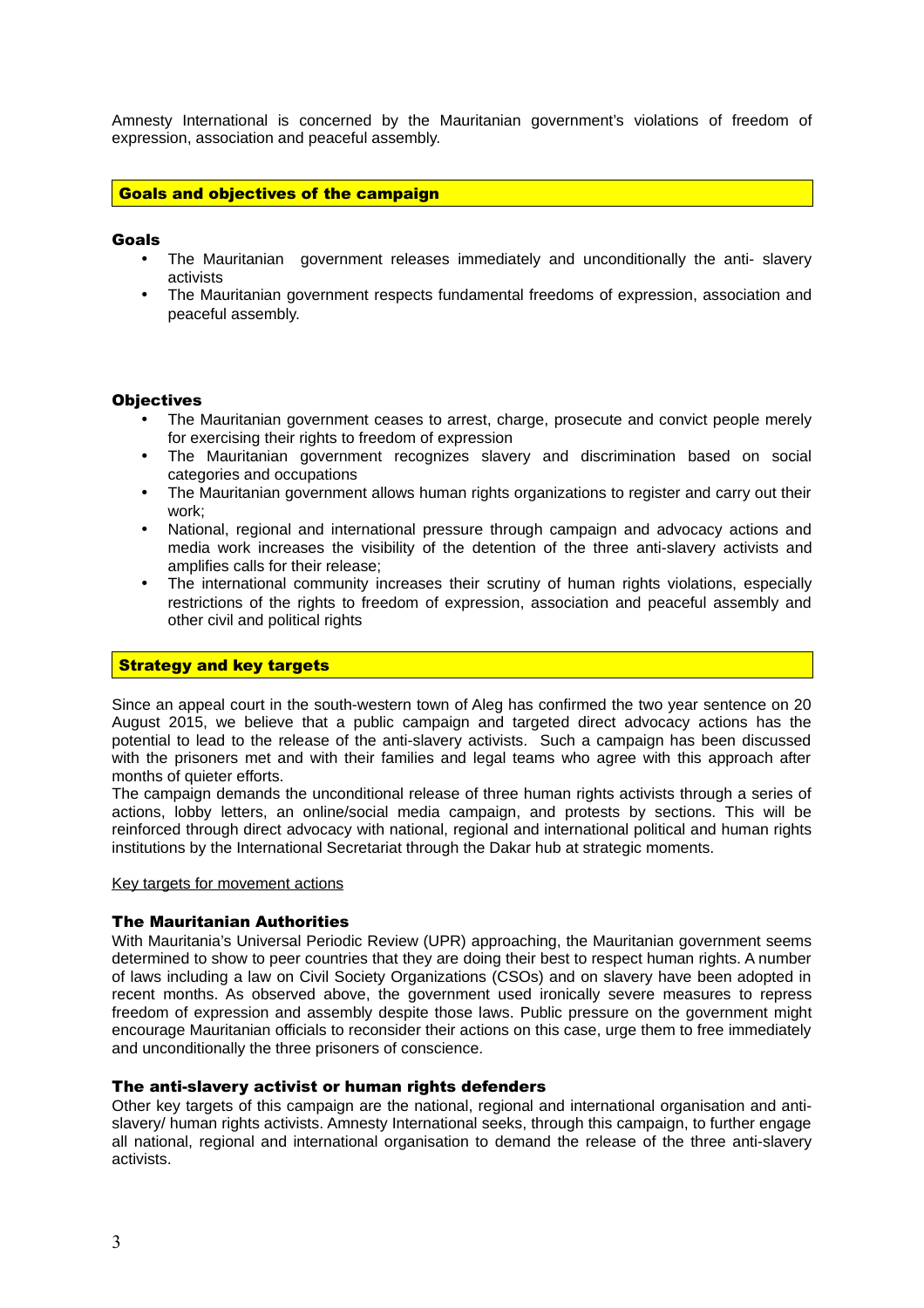Amnesty International is concerned by the Mauritanian government's violations of freedom of expression, association and peaceful assembly.

## Goals and objectives of the campaign

### Goals

- The Mauritanian government releases immediately and unconditionally the anti- slavery activists
- The Mauritanian government respects fundamental freedoms of expression, association and peaceful assembly.

### Objectives

- The Mauritanian government ceases to arrest, charge, prosecute and convict people merely for exercising their rights to freedom of expression
- The Mauritanian government recognizes slavery and discrimination based on social categories and occupations
- The Mauritanian government allows human rights organizations to register and carry out their work;
- National, regional and international pressure through campaign and advocacy actions and media work increases the visibility of the detention of the three anti-slavery activists and amplifies calls for their release;
- The international community increases their scrutiny of human rights violations, especially restrictions of the rights to freedom of expression, association and peaceful assembly and other civil and political rights

## Strategy and key targets

Since an appeal court in the south-western town of Aleg has confirmed the two year sentence on 20 August 2015, we believe that a public campaign and targeted direct advocacy actions has the potential to lead to the release of the anti-slavery activists. Such a campaign has been discussed with the prisoners met and with their families and legal teams who agree with this approach after months of quieter efforts.

The campaign demands the unconditional release of three human rights activists through a series of actions, lobby letters, an online/social media campaign, and protests by sections. This will be reinforced through direct advocacy with national, regional and international political and human rights institutions by the International Secretariat through the Dakar hub at strategic moments.

Key targets for movement actions

### The Mauritanian Authorities

With Mauritania's Universal Periodic Review (UPR) approaching, the Mauritanian government seems determined to show to peer countries that they are doing their best to respect human rights. A number of laws including a law on Civil Society Organizations (CSOs) and on slavery have been adopted in recent months. As observed above, the government used ironically severe measures to repress freedom of expression and assembly despite those laws. Public pressure on the government might encourage Mauritanian officials to reconsider their actions on this case, urge them to free immediately and unconditionally the three prisoners of conscience.

### The anti-slavery activist or human rights defenders

Other key targets of this campaign are the national, regional and international organisation and anti-slavery/ human rights activists. Amnesty International seeks, through this campaign, to further engage all national, regional and international organisation to demand the release of the three anti-slavery activists.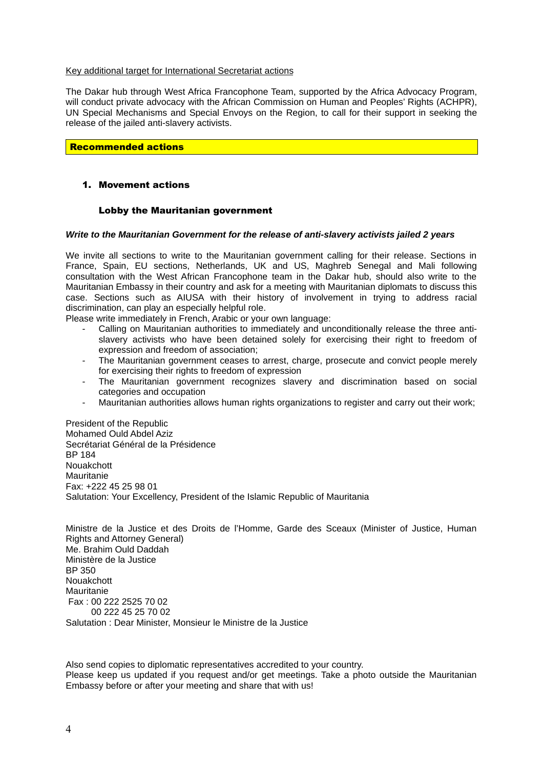<u>Key additional target for International Secretariat actions</u>

The Dakar hub through West Africa Francophone Team, supported by the Africa Advocacy Program, will conduct private advocacy with the African Commission on Human and Peoples' Rights (ACHPR), UN Special Mechanisms and Special Envoys on the Region, to call for their support in seeking the release of the jailed anti-slavery activists.

## Recommended actions

### 1. Movement actions

#### Lobby the Mauritanian government

***Write to the Mauritanian Government for the release of anti-slavery activists jailed 2 years***

We invite all sections to write to the Mauritanian government calling for their release. Sections in France, Spain, EU sections, Netherlands, UK and US, Maghreb Senegal and Mali following consultation with the West African Francophone team in the Dakar hub, should also write to the Mauritanian Embassy in their country and ask for a meeting with Mauritanian diplomats to discuss this case. Sections such as AIUSA with their history of involvement in trying to address racial discrimination, can play an especially helpful role.

Please write immediately in French, Arabic or your own language:

- Calling on Mauritanian authorities to immediately and unconditionally release the three anti-slavery activists who have been detained solely for exercising their right to freedom of expression and freedom of association;
- The Mauritanian government ceases to arrest, charge, prosecute and convict people merely for exercising their rights to freedom of expression
- The Mauritanian government recognizes slavery and discrimination based on social categories and occupation
- Mauritanian authorities allows human rights organizations to register and carry out their work;

President of the Republic
Mohamed Ould Abdel Aziz
Secrétariat Général de la Présidence
BP 184
Nouakchott
Mauritanie
Fax: +222 45 25 98 01
Salutation: Your Excellency, President of the Islamic Republic of Mauritania

Ministre de la Justice et des Droits de l'Homme, Garde des Sceaux (Minister of Justice, Human Rights and Attorney General)
Me. Brahim Ould Daddah
Ministère de la Justice
BP 350
Nouakchott
Mauritanie
Fax : 00 222 2525 70 02
00 222 45 25 70 02
Salutation : Dear Minister, Monsieur le Ministre de la Justice

Also send copies to diplomatic representatives accredited to your country.
Please keep us updated if you request and/or get meetings. Take a photo outside the Mauritanian Embassy before or after your meeting and share that with us!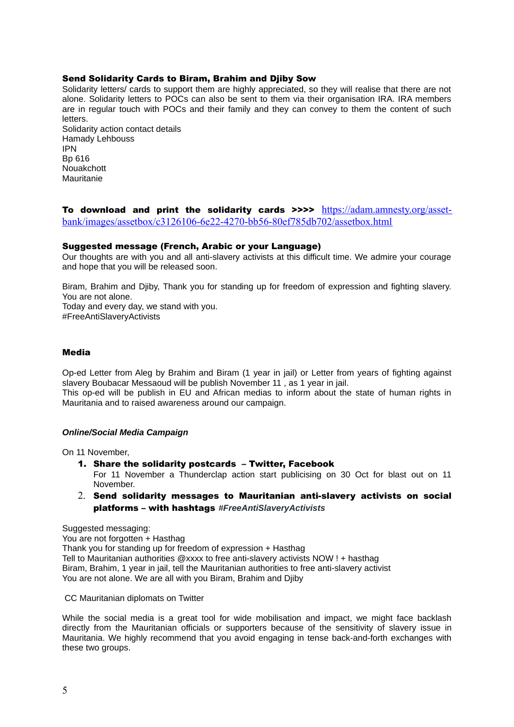### Send Solidarity Cards to Biram, Brahim and Djiby Sow

Solidarity letters/ cards to support them are highly appreciated, so they will realise that there are not alone. Solidarity letters to POCs can also be sent to them via their organisation IRA. IRA members are in regular touch with POCs and their family and they can convey to them the content of such letters.

Solidarity action contact details
Hamady Lehbouss
IPN
Bp 616
Nouakchott
Mauritanie

**To download and print the solidarity cards >>>>** [https://adam.amnesty.org/asset-bank/images/assetbox/c3126106-6e22-4270-bb56-80ef785db702/assetbox.html](https://adam.amnesty.org/asset-bank/images/assetbox/c3126106-6e22-4270-bb56-80ef785db702/assetbox.html)

### Suggested message (French, Arabic or your Language)

Our thoughts are with you and all anti-slavery activists at this difficult time. We admire your courage and hope that you will be released soon.

Biram, Brahim and Djiby, Thank you for standing up for freedom of expression and fighting slavery. You are not alone.
Today and every day, we stand with you.
#FreeAntiSlaveryActivists

### Media

Op-ed Letter from Aleg by Brahim and Biram (1 year in jail) or Letter from years of fighting against slavery Boubacar Messaoud will be publish November 11 , as 1 year in jail.
This op-ed will be publish in EU and African medias to inform about the state of human rights in Mauritania and to raised awareness around our campaign.

#### *Online/Social Media Campaign*

On 11 November,

1. **Share the solidarity postcards – Twitter, Facebook**
   For 11 November a Thunderclap action start publicising on 30 Oct for blast out on 11 November.
2. **Send solidarity messages to Mauritanian anti-slavery activists on social platforms – with hashtags *#FreeAntiSlaveryActivists***

Suggested messaging:
You are not forgotten + Hasthag
Thank you for standing up for freedom of expression + Hasthag
Tell to Mauritanian authorities @xxxx to free anti-slavery activists NOW ! + hasthag
Biram, Brahim, 1 year in jail, tell the Mauritanian authorities to free anti-slavery activist
You are not alone. We are all with you Biram, Brahim and Djiby

CC Mauritanian diplomats on Twitter

While the social media is a great tool for wide mobilisation and impact, we might face backlash directly from the Mauritanian officials or supporters because of the sensitivity of slavery issue in Mauritania. We highly recommend that you avoid engaging in tense back-and-forth exchanges with these two groups.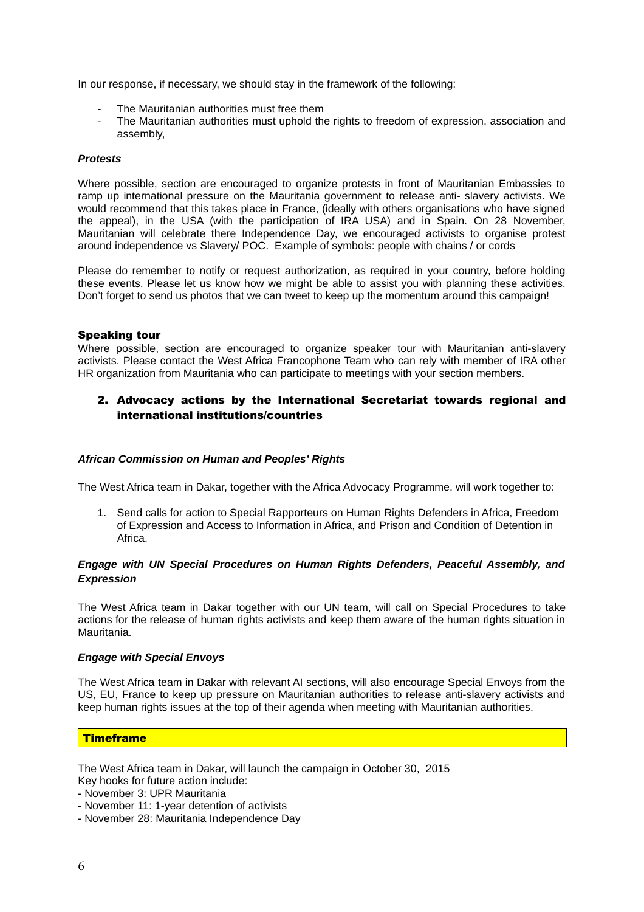In our response, if necessary, we should stay in the framework of the following:

- The Mauritanian authorities must free them
- The Mauritanian authorities must uphold the rights to freedom of expression, association and assembly,

***Protests***

Where possible, section are encouraged to organize protests in front of Mauritanian Embassies to ramp up international pressure on the Mauritania government to release anti- slavery activists. We would recommend that this takes place in France, (ideally with others organisations who have signed the appeal), in the USA (with the participation of IRA USA) and in Spain. On 28 November, Mauritanian will celebrate there Independence Day, we encouraged activists to organise protest around independence vs Slavery/ POC. Example of symbols: people with chains / or cords

Please do remember to notify or request authorization, as required in your country, before holding these events. Please let us know how we might be able to assist you with planning these activities. Don't forget to send us photos that we can tweet to keep up the momentum around this campaign!

**Speaking tour**

Where possible, section are encouraged to organize speaker tour with Mauritanian anti-slavery activists. Please contact the West Africa Francophone Team who can rely with member of IRA other HR organization from Mauritania who can participate to meetings with your section members.

## 2. Advocacy actions by the International Secretariat towards regional and international institutions/countries

***African Commission on Human and Peoples' Rights***

The West Africa team in Dakar, together with the Africa Advocacy Programme, will work together to:

1. Send calls for action to Special Rapporteurs on Human Rights Defenders in Africa, Freedom of Expression and Access to Information in Africa, and Prison and Condition of Detention in Africa.

***Engage with UN Special Procedures on Human Rights Defenders, Peaceful Assembly, and Expression***

The West Africa team in Dakar together with our UN team, will call on Special Procedures to take actions for the release of human rights activists and keep them aware of the human rights situation in Mauritania.

***Engage with Special Envoys***

The West Africa team in Dakar with relevant AI sections, will also encourage Special Envoys from the US, EU, France to keep up pressure on Mauritanian authorities to release anti-slavery activists and keep human rights issues at the top of their agenda when meeting with Mauritanian authorities.

**Timeframe**

The West Africa team in Dakar, will launch the campaign in October 30, 2015
Key hooks for future action include:
- November 3: UPR Mauritania
- November 11: 1-year detention of activists
- November 28: Mauritania Independence Day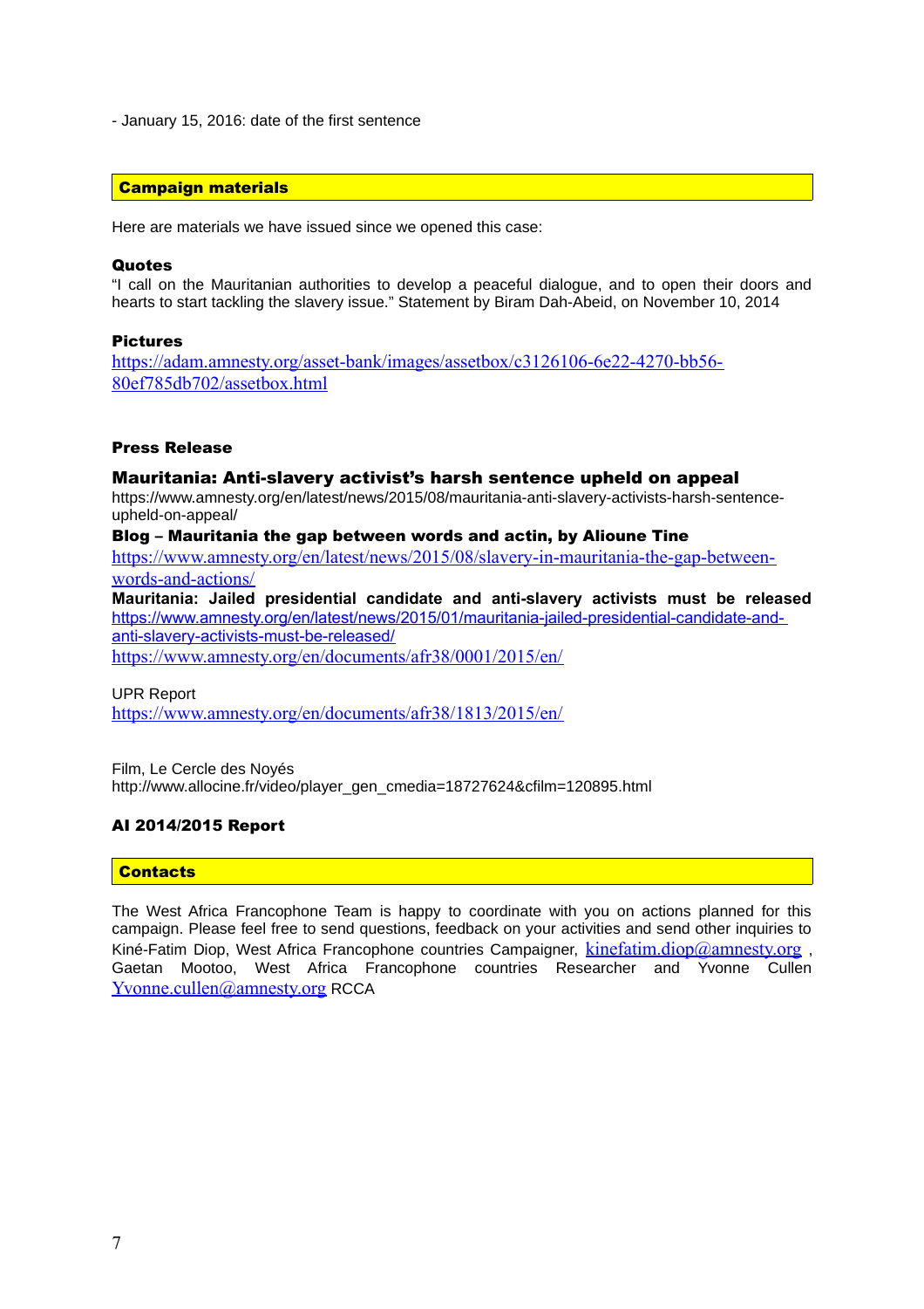- January 15, 2016: date of the first sentence

## Campaign materials

Here are materials we have issued since we opened this case:

**Quotes**

"I call on the Mauritanian authorities to develop a peaceful dialogue, and to open their doors and hearts to start tackling the slavery issue." Statement by Biram Dah-Abeid, on November 10, 2014

**Pictures**

https://adam.amnesty.org/asset-bank/images/assetbox/c3126106-6e22-4270-bb56-80ef785db702/assetbox.html

**Press Release**

**Mauritania: Anti-slavery activist's harsh sentence upheld on appeal**

https://www.amnesty.org/en/latest/news/2015/08/mauritania-anti-slavery-activists-harsh-sentence-upheld-on-appeal/

**Blog – Mauritania the gap between words and actin, by Alioune Tine**

https://www.amnesty.org/en/latest/news/2015/08/slavery-in-mauritania-the-gap-between-words-and-actions/

**Mauritania: Jailed presidential candidate and anti-slavery activists must be released**

https://www.amnesty.org/en/latest/news/2015/01/mauritania-jailed-presidential-candidate-and-anti-slavery-activists-must-be-released/

https://www.amnesty.org/en/documents/afr38/0001/2015/en/

UPR Report

https://www.amnesty.org/en/documents/afr38/1813/2015/en/

Film, Le Cercle des Noyés

http://www.allocine.fr/video/player_gen_cmedia=18727624&cfilm=120895.html

**AI 2014/2015 Report**

## Contacts

The West Africa Francophone Team is happy to coordinate with you on actions planned for this campaign. Please feel free to send questions, feedback on your activities and send other inquiries to Kiné-Fatim Diop, West Africa Francophone countries Campaigner, kinefatim.diop@amnesty.org , Gaetan Mootoo, West Africa Francophone countries Researcher and Yvonne Cullen Yvonne.cullen@amnesty.org RCCA